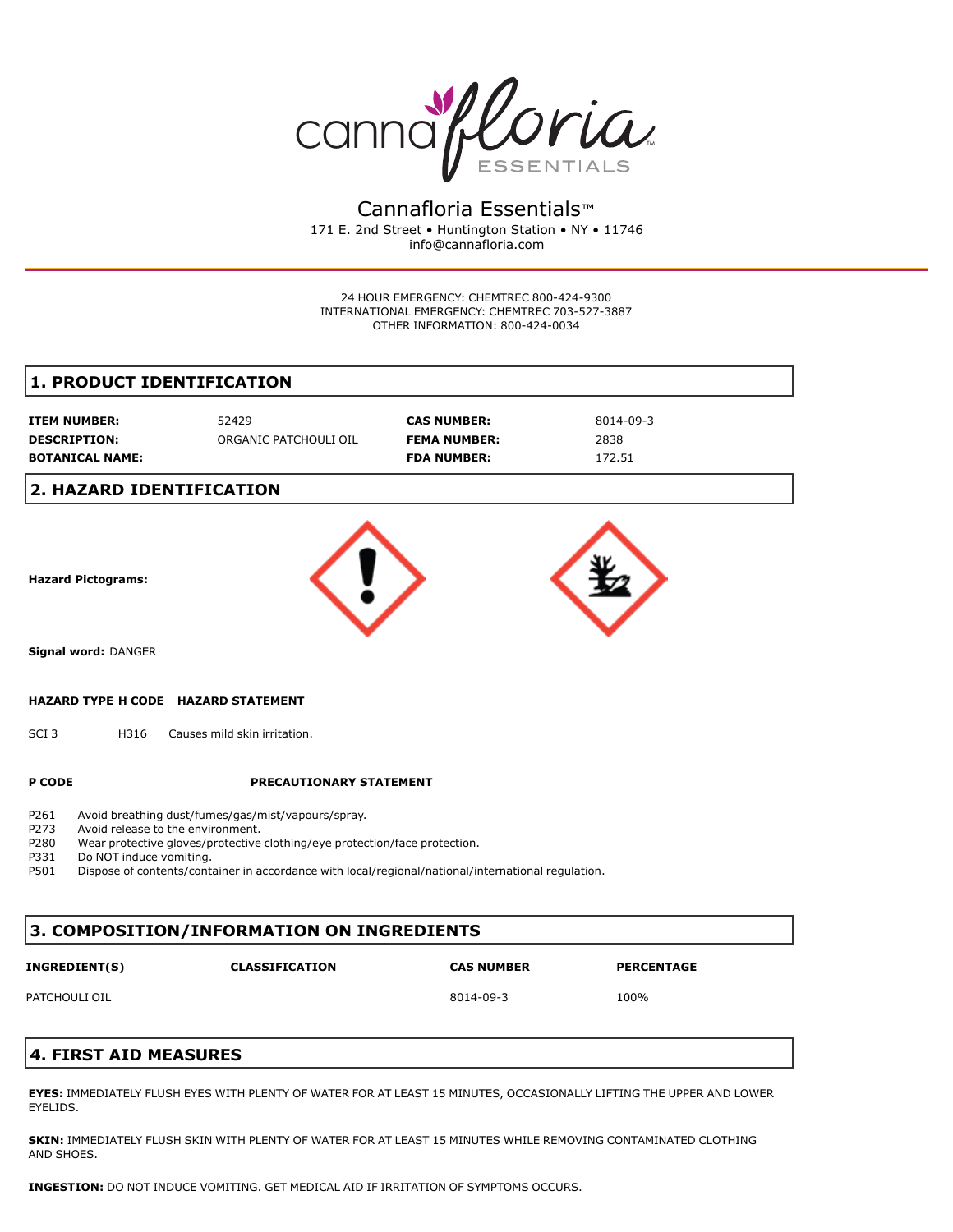# Cannafloria Essentials™

171 E. 2nd Street • Huntington Station • NY • 11746
info@cannafloria.com

24 HOUR EMERGENCY: CHEMTREC 800-424-9300
INTERNATIONAL EMERGENCY: CHEMTREC 703-527-3887
OTHER INFORMATION: 800-424-0034

## 1. PRODUCT IDENTIFICATION

| | | | |
|---|---|---|---|
| **ITEM NUMBER:** | 52429 | **CAS NUMBER:** | 8014-09-3 |
| **DESCRIPTION:** | ORGANIC PATCHOULI OIL | **FEMA NUMBER:** | 2838 |
| **BOTANICAL NAME:** | | **FDA NUMBER:** | 172.51 |

## 2. HAZARD IDENTIFICATION

**Hazard Pictograms:**

**Signal word:** DANGER

| HAZARD TYPE | H CODE | HAZARD STATEMENT |
|---|---|---|
| SCI 3 | H316 | Causes mild skin irritation. |

| P CODE | PRECAUTIONARY STATEMENT |
|---|---|
| P261 | Avoid breathing dust/fumes/gas/mist/vapours/spray. |
| P273 | Avoid release to the environment. |
| P280 | Wear protective gloves/protective clothing/eye protection/face protection. |
| P331 | Do NOT induce vomiting. |
| P501 | Dispose of contents/container in accordance with local/regional/national/international regulation. |

## 3. COMPOSITION/INFORMATION ON INGREDIENTS

| INGREDIENT(S) | CLASSIFICATION | CAS NUMBER | PERCENTAGE |
|---|---|---|---|
| PATCHOULI OIL | | 8014-09-3 | 100% |

## 4. FIRST AID MEASURES

**EYES:** IMMEDIATELY FLUSH EYES WITH PLENTY OF WATER FOR AT LEAST 15 MINUTES, OCCASIONALLY LIFTING THE UPPER AND LOWER EYELIDS.

**SKIN:** IMMEDIATELY FLUSH SKIN WITH PLENTY OF WATER FOR AT LEAST 15 MINUTES WHILE REMOVING CONTAMINATED CLOTHING AND SHOES.

**INGESTION:** DO NOT INDUCE VOMITING. GET MEDICAL AID IF IRRITATION OF SYMPTOMS OCCURS.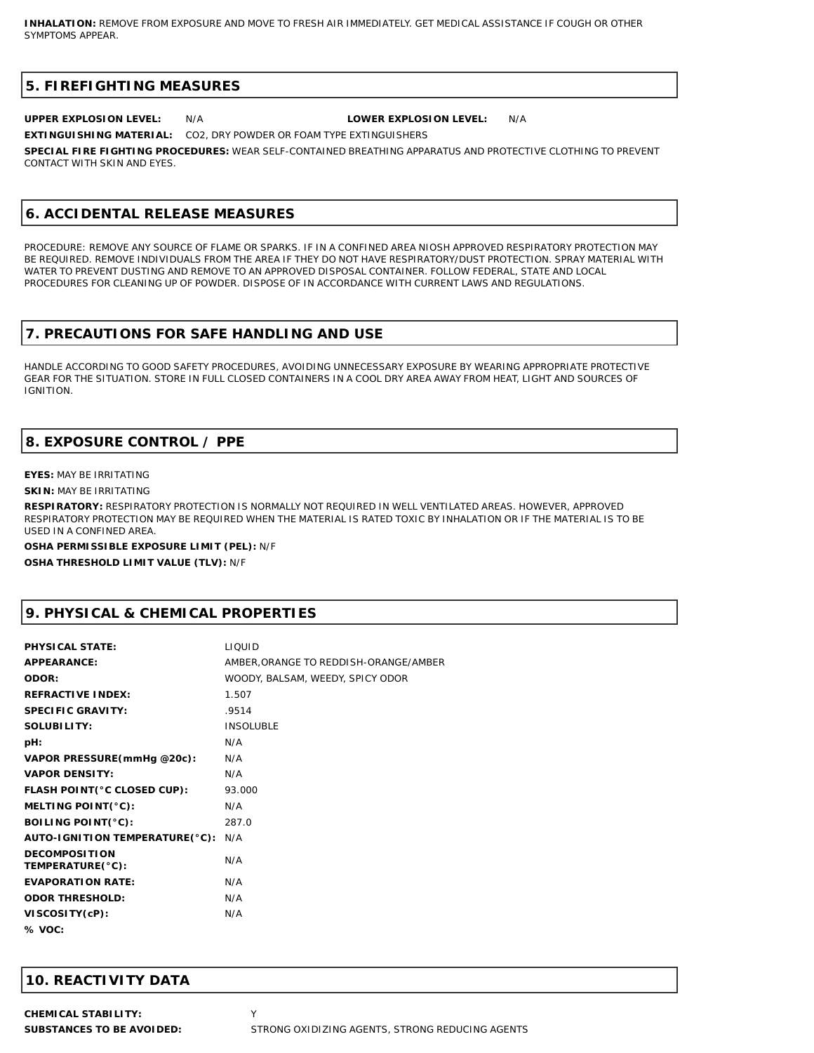**INHALATION:** REMOVE FROM EXPOSURE AND MOVE TO FRESH AIR IMMEDIATELY. GET MEDICAL ASSISTANCE IF COUGH OR OTHER SYMPTOMS APPEAR.

## 5. FIREFIGHTING MEASURES

**UPPER EXPLOSION LEVEL:** N/A **LOWER EXPLOSION LEVEL:** N/A

**EXTINGUISHING MATERIAL:** CO2, DRY POWDER OR FOAM TYPE EXTINGUISHERS

**SPECIAL FIRE FIGHTING PROCEDURES:** WEAR SELF-CONTAINED BREATHING APPARATUS AND PROTECTIVE CLOTHING TO PREVENT CONTACT WITH SKIN AND EYES.

## 6. ACCIDENTAL RELEASE MEASURES

PROCEDURE: REMOVE ANY SOURCE OF FLAME OR SPARKS. IF IN A CONFINED AREA NIOSH APPROVED RESPIRATORY PROTECTION MAY BE REQUIRED. REMOVE INDIVIDUALS FROM THE AREA IF THEY DO NOT HAVE RESPIRATORY/DUST PROTECTION. SPRAY MATERIAL WITH WATER TO PREVENT DUSTING AND REMOVE TO AN APPROVED DISPOSAL CONTAINER. FOLLOW FEDERAL, STATE AND LOCAL PROCEDURES FOR CLEANING UP OF POWDER. DISPOSE OF IN ACCORDANCE WITH CURRENT LAWS AND REGULATIONS.

## 7. PRECAUTIONS FOR SAFE HANDLING AND USE

HANDLE ACCORDING TO GOOD SAFETY PROCEDURES, AVOIDING UNNECESSARY EXPOSURE BY WEARING APPROPRIATE PROTECTIVE GEAR FOR THE SITUATION. STORE IN FULL CLOSED CONTAINERS IN A COOL DRY AREA AWAY FROM HEAT, LIGHT AND SOURCES OF IGNITION.

## 8. EXPOSURE CONTROL / PPE

**EYES:** MAY BE IRRITATING

**SKIN:** MAY BE IRRITATING

**RESPIRATORY:** RESPIRATORY PROTECTION IS NORMALLY NOT REQUIRED IN WELL VENTILATED AREAS. HOWEVER, APPROVED RESPIRATORY PROTECTION MAY BE REQUIRED WHEN THE MATERIAL IS RATED TOXIC BY INHALATION OR IF THE MATERIAL IS TO BE USED IN A CONFINED AREA.

**OSHA PERMISSIBLE EXPOSURE LIMIT (PEL):** N/F

**OSHA THRESHOLD LIMIT VALUE (TLV):** N/F

## 9. PHYSICAL & CHEMICAL PROPERTIES

| | |
|---|---|
| **PHYSICAL STATE:** | LIQUID |
| **APPEARANCE:** | AMBER,ORANGE TO REDDISH-ORANGE/AMBER |
| **ODOR:** | WOODY, BALSAM, WEEDY, SPICY ODOR |
| **REFRACTIVE INDEX:** | 1.507 |
| **SPECIFIC GRAVITY:** | .9514 |
| **SOLUBILITY:** | INSOLUBLE |
| **pH:** | N/A |
| **VAPOR PRESSURE(mmHg @20c):** | N/A |
| **VAPOR DENSITY:** | N/A |
| **FLASH POINT(°C CLOSED CUP):** | 93.000 |
| **MELTING POINT(°C):** | N/A |
| **BOILING POINT(°C):** | 287.0 |
| **AUTO-IGNITION TEMPERATURE(°C):** | N/A |
| **DECOMPOSITION TEMPERATURE(°C):** | N/A |
| **EVAPORATION RATE:** | N/A |
| **ODOR THRESHOLD:** | N/A |
| **VISCOSITY(cP):** | N/A |
| **% VOC:** | |

## 10. REACTIVITY DATA

| | |
|---|---|
| **CHEMICAL STABILITY:** | Y |
| **SUBSTANCES TO BE AVOIDED:** | STRONG OXIDIZING AGENTS, STRONG REDUCING AGENTS |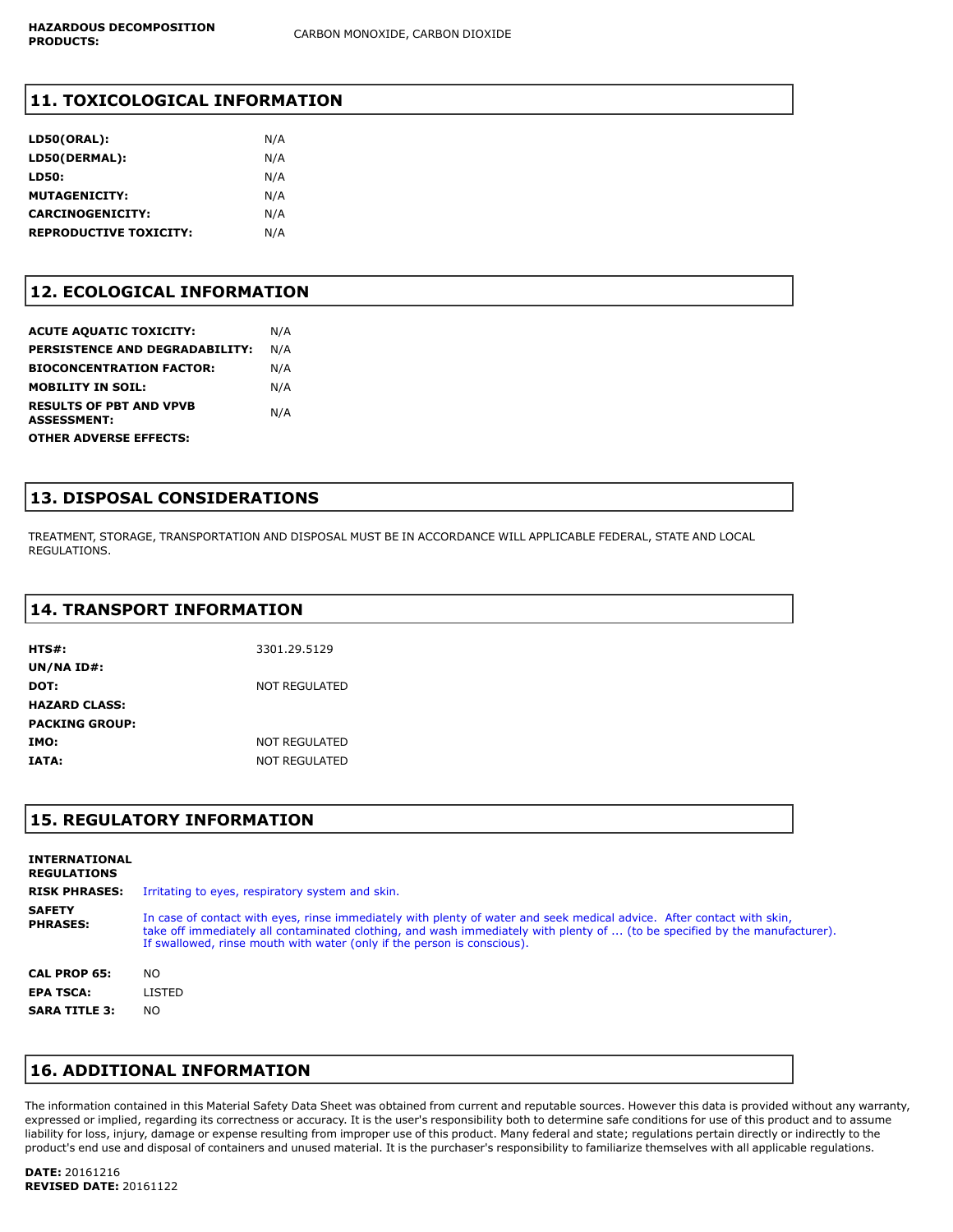| | |
|---|---|
| **HAZARDOUS DECOMPOSITION PRODUCTS:** | CARBON MONOXIDE, CARBON DIOXIDE |

## 11. TOXICOLOGICAL INFORMATION

| | |
|---|---|
| **LD50(ORAL):** | N/A |
| **LD50(DERMAL):** | N/A |
| **LD50:** | N/A |
| **MUTAGENICITY:** | N/A |
| **CARCINOGENICITY:** | N/A |
| **REPRODUCTIVE TOXICITY:** | N/A |

## 12. ECOLOGICAL INFORMATION

| | |
|---|---|
| **ACUTE AQUATIC TOXICITY:** | N/A |
| **PERSISTENCE AND DEGRADABILITY:** | N/A |
| **BIOCONCENTRATION FACTOR:** | N/A |
| **MOBILITY IN SOIL:** | N/A |
| **RESULTS OF PBT AND VPVB ASSESSMENT:** | N/A |
| **OTHER ADVERSE EFFECTS:** | |

## 13. DISPOSAL CONSIDERATIONS

TREATMENT, STORAGE, TRANSPORTATION AND DISPOSAL MUST BE IN ACCORDANCE WILL APPLICABLE FEDERAL, STATE AND LOCAL REGULATIONS.

## 14. TRANSPORT INFORMATION

| | |
|---|---|
| **HTS#:** | 3301.29.5129 |
| **UN/NA ID#:** | |
| **DOT:** | NOT REGULATED |
| **HAZARD CLASS:** | |
| **PACKING GROUP:** | |
| **IMO:** | NOT REGULATED |
| **IATA:** | NOT REGULATED |

## 15. REGULATORY INFORMATION

**INTERNATIONAL REGULATIONS**

| | |
|---|---|
| **RISK PHRASES:** | Irritating to eyes, respiratory system and skin. |
| **SAFETY PHRASES:** | In case of contact with eyes, rinse immediately with plenty of water and seek medical advice. After contact with skin, take off immediately all contaminated clothing, and wash immediately with plenty of ... (to be specified by the manufacturer). If swallowed, rinse mouth with water (only if the person is conscious). |
| **CAL PROP 65:** | NO |
| **EPA TSCA:** | LISTED |
| **SARA TITLE 3:** | NO |

## 16. ADDITIONAL INFORMATION

The information contained in this Material Safety Data Sheet was obtained from current and reputable sources. However this data is provided without any warranty, expressed or implied, regarding its correctness or accuracy. It is the user's responsibility both to determine safe conditions for use of this product and to assume liability for loss, injury, damage or expense resulting from improper use of this product. Many federal and state; regulations pertain directly or indirectly to the product's end use and disposal of containers and unused material. It is the purchaser's responsibility to familiarize themselves with all applicable regulations.

**DATE:** 20161216
**REVISED DATE:** 20161122